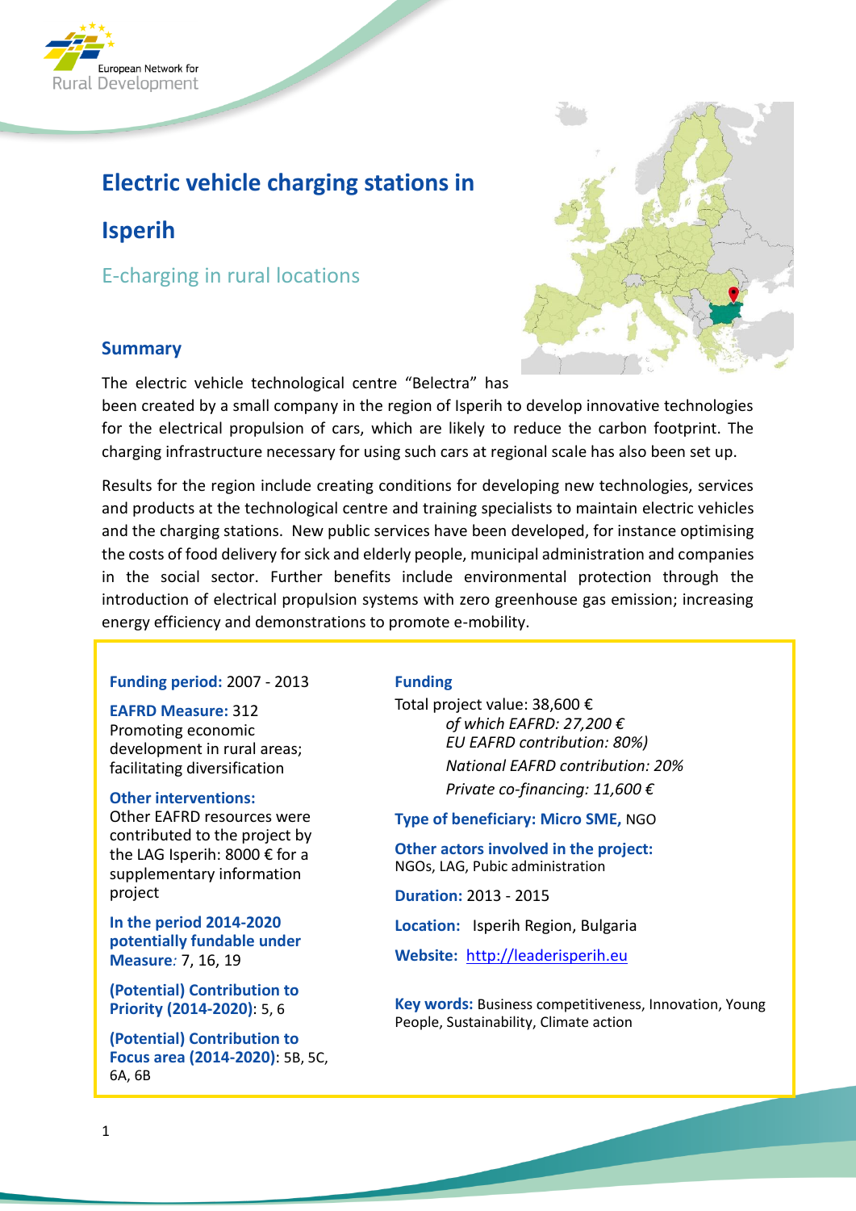# Electric vehicle charging stations in Isperih

## E-charging in rural locations

### Summary

The electric vehicle technological centre "Belectra" has been created by a small company in the region of Isperih to develop innovative technologies for the electrical propulsion of cars, which are likely to reduce the carbon footprint. The charging infrastructure necessary for using such cars at regional scale has also been set up.

Results for the region include creating conditions for developing new technologies, services and products at the technological centre and training specialists to maintain electric vehicles and the charging stations. New public services have been developed, for instance optimising the costs of food delivery for sick and elderly people, municipal administration and companies in the social sector. Further benefits include environmental protection through the introduction of electrical propulsion systems with zero greenhouse gas emission; increasing energy efficiency and demonstrations to promote e-mobility.

**Funding period:** 2007 - 2013

**EAFRD Measure:** 312
Promoting economic development in rural areas; facilitating diversification

**Other interventions:**
Other EAFRD resources were contributed to the project by the LAG Isperih: 8000 € for a supplementary information project

**In the period 2014-2020 potentially fundable under Measure***:* 7, 16, 19

**(Potential) Contribution to Priority (2014-2020)**: 5, 6

**(Potential) Contribution to Focus area (2014-2020)**: 5B, 5C, 6A, 6B

**Funding**
Total project value: 38,600 €
*of which EAFRD: 27,200 €*
*EU EAFRD contribution: 80%)*
*National EAFRD contribution: 20%*
*Private co-financing: 11,600 €*

**Type of beneficiary: Micro SME,** NGO

**Other actors involved in the project:**
NGOs, LAG, Pubic administration

**Duration:** 2013 - 2015

**Location:** Isperih Region, Bulgaria

**Website:** http://leaderisperih.eu

**Key words:** Business competitiveness, Innovation, Young People, Sustainability, Climate action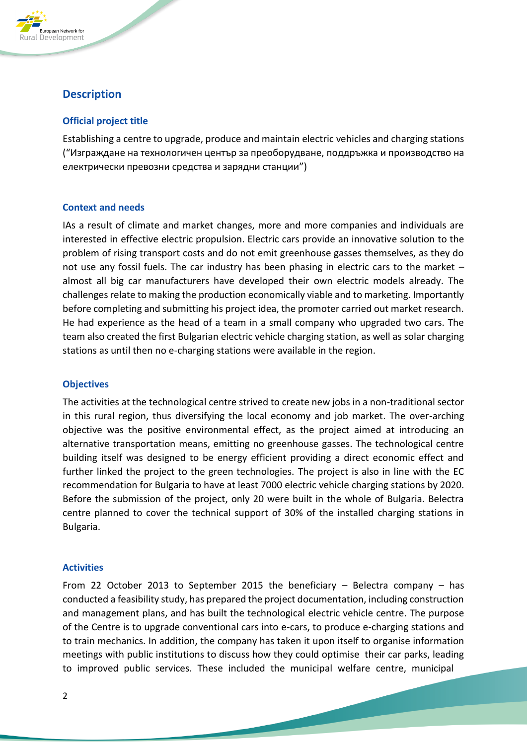## Description

### Official project title

Establishing a centre to upgrade, produce and maintain electric vehicles and charging stations ("Изграждане на технологичен център за преоборудване, поддръжка и производство на електрически превозни средства и зарядни станции")

### Context and needs

IAs a result of climate and market changes, more and more companies and individuals are interested in effective electric propulsion. Electric cars provide an innovative solution to the problem of rising transport costs and do not emit greenhouse gasses themselves, as they do not use any fossil fuels. The car industry has been phasing in electric cars to the market – almost all big car manufacturers have developed their own electric models already. The challenges relate to making the production economically viable and to marketing. Importantly before completing and submitting his project idea, the promoter carried out market research. He had experience as the head of a team in a small company who upgraded two cars. The team also created the first Bulgarian electric vehicle charging station, as well as solar charging stations as until then no e-charging stations were available in the region.

### Objectives

The activities at the technological centre strived to create new jobs in a non-traditional sector in this rural region, thus diversifying the local economy and job market. The over-arching objective was the positive environmental effect, as the project aimed at introducing an alternative transportation means, emitting no greenhouse gasses. The technological centre building itself was designed to be energy efficient providing a direct economic effect and further linked the project to the green technologies. The project is also in line with the EC recommendation for Bulgaria to have at least 7000 electric vehicle charging stations by 2020. Before the submission of the project, only 20 were built in the whole of Bulgaria. Belectra centre planned to cover the technical support of 30% of the installed charging stations in Bulgaria.

### Activities

From 22 October 2013 to September 2015 the beneficiary – Belectra company – has conducted a feasibility study, has prepared the project documentation, including construction and management plans, and has built the technological electric vehicle centre. The purpose of the Centre is to upgrade conventional cars into e-cars, to produce e-charging stations and to train mechanics. In addition, the company has taken it upon itself to organise information meetings with public institutions to discuss how they could optimise their car parks, leading to improved public services. These included the municipal welfare centre, municipal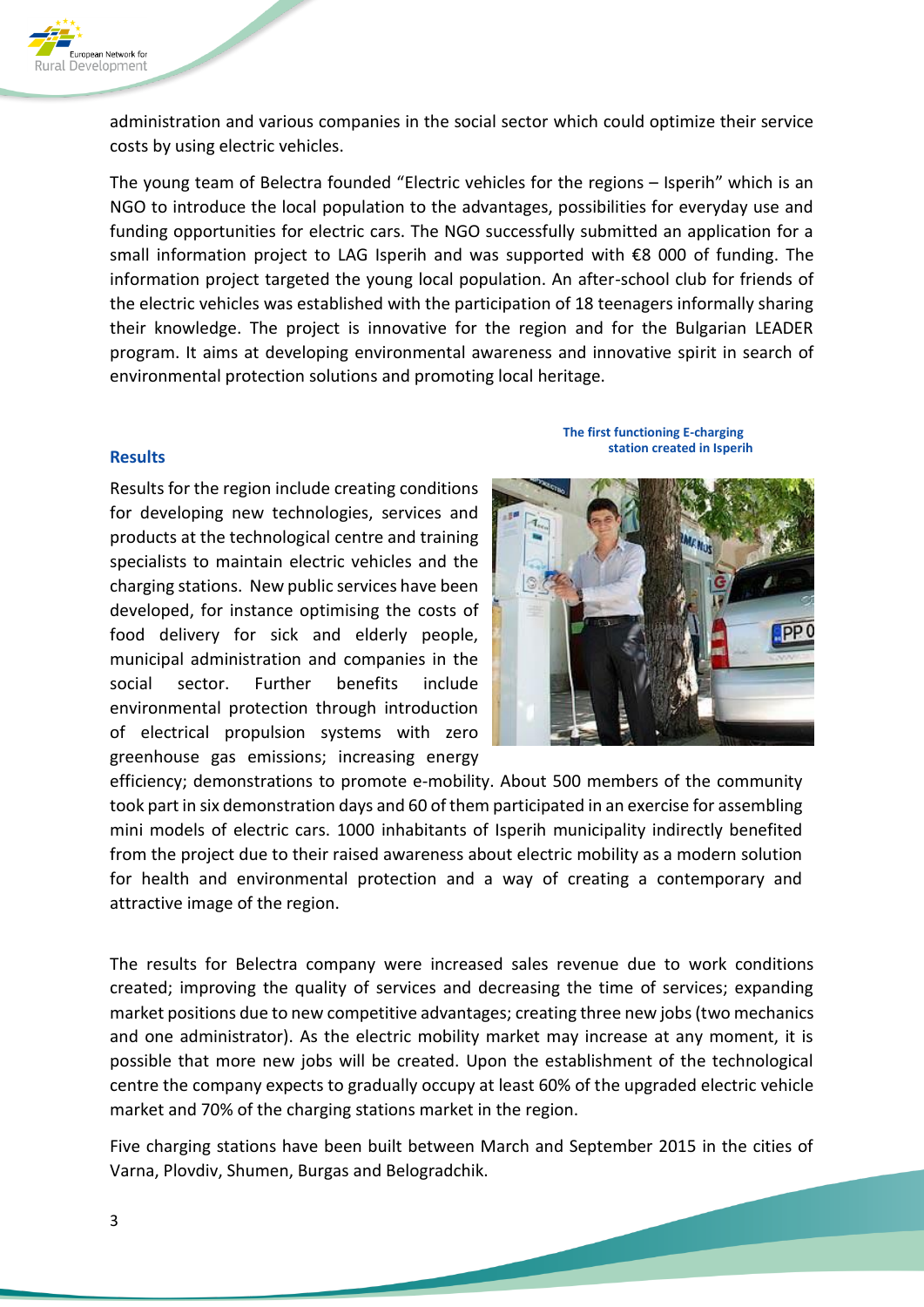administration and various companies in the social sector which could optimize their service costs by using electric vehicles.

The young team of Belectra founded "Electric vehicles for the regions – Isperih" which is an NGO to introduce the local population to the advantages, possibilities for everyday use and funding opportunities for electric cars. The NGO successfully submitted an application for a small information project to LAG Isperih and was supported with €8 000 of funding. The information project targeted the young local population. An after-school club for friends of the electric vehicles was established with the participation of 18 teenagers informally sharing their knowledge. The project is innovative for the region and for the Bulgarian LEADER program. It aims at developing environmental awareness and innovative spirit in search of environmental protection solutions and promoting local heritage.

### Results

**The first functioning E-charging station created in Isperih**

Results for the region include creating conditions for developing new technologies, services and products at the technological centre and training specialists to maintain electric vehicles and the charging stations. New public services have been developed, for instance optimising the costs of food delivery for sick and elderly people, municipal administration and companies in the social sector. Further benefits include environmental protection through introduction of electrical propulsion systems with zero greenhouse gas emissions; increasing energy efficiency; demonstrations to promote e-mobility. About 500 members of the community took part in six demonstration days and 60 of them participated in an exercise for assembling mini models of electric cars. 1000 inhabitants of Isperih municipality indirectly benefited from the project due to their raised awareness about electric mobility as a modern solution for health and environmental protection and a way of creating a contemporary and attractive image of the region.

The results for Belectra company were increased sales revenue due to work conditions created; improving the quality of services and decreasing the time of services; expanding market positions due to new competitive advantages; creating three new jobs (two mechanics and one administrator). As the electric mobility market may increase at any moment, it is possible that more new jobs will be created. Upon the establishment of the technological centre the company expects to gradually occupy at least 60% of the upgraded electric vehicle market and 70% of the charging stations market in the region.

Five charging stations have been built between March and September 2015 in the cities of Varna, Plovdiv, Shumen, Burgas and Belogradchik.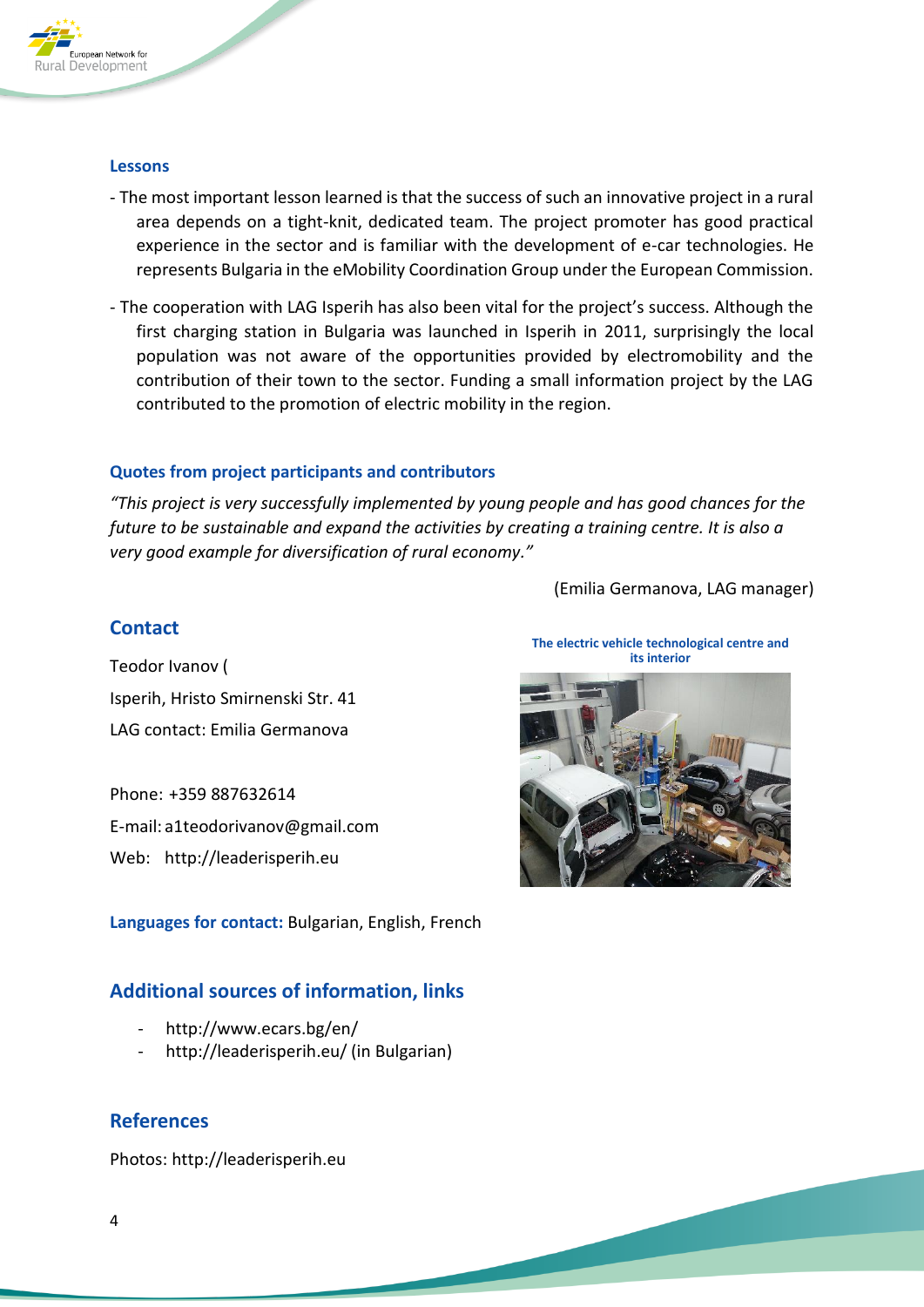### Lessons

- The most important lesson learned is that the success of such an innovative project in a rural area depends on a tight-knit, dedicated team. The project promoter has good practical experience in the sector and is familiar with the development of e-car technologies. He represents Bulgaria in the eMobility Coordination Group under the European Commission.
- The cooperation with LAG Isperih has also been vital for the project's success. Although the first charging station in Bulgaria was launched in Isperih in 2011, surprisingly the local population was not aware of the opportunities provided by electromobility and the contribution of their town to the sector. Funding a small information project by the LAG contributed to the promotion of electric mobility in the region.

### Quotes from project participants and contributors

*"This project is very successfully implemented by young people and has good chances for the future to be sustainable and expand the activities by creating a training centre. It is also a very good example for diversification of rural economy."*

(Emilia Germanova, LAG manager)

## Contact

Teodor Ivanov (

Isperih, Hristo Smirnenski Str. 41

LAG contact: Emilia Germanova

Phone: +359 887632614

E-mail: a1teodorivanov@gmail.com

Web: http://leaderisperih.eu

**The electric vehicle technological centre and its interior**

**Languages for contact:** Bulgarian, English, French

## Additional sources of information, links

- http://www.ecars.bg/en/
- http://leaderisperih.eu/ (in Bulgarian)

## References

Photos: http://leaderisperih.eu